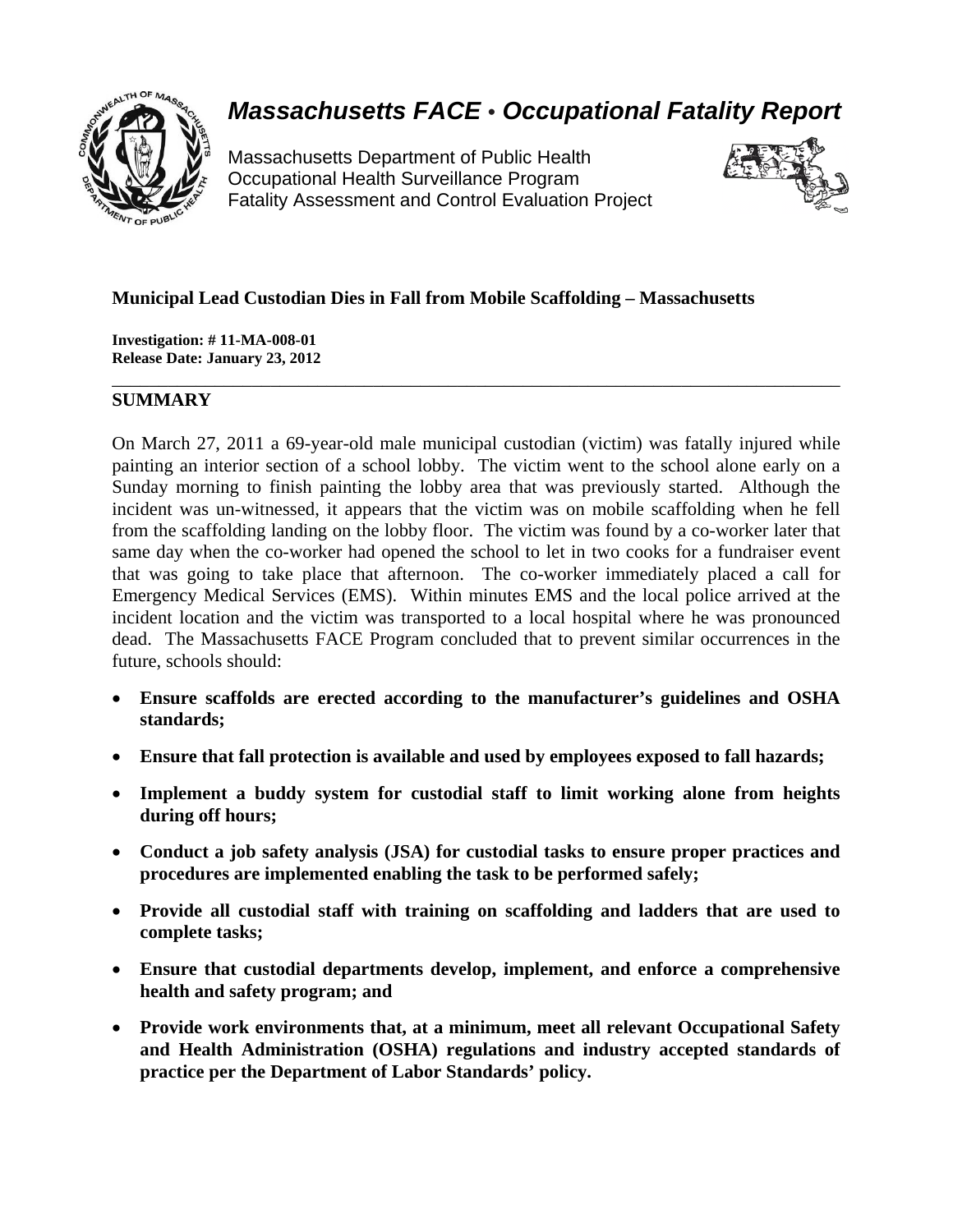# *Massachusetts FACE • Occupational Fatality Report*

Massachusetts Department of Public Health
Occupational Health Surveillance Program
Fatality Assessment and Control Evaluation Project

**Municipal Lead Custodian Dies in Fall from Mobile Scaffolding – Massachusetts**

**Investigation: # 11-MA-008-01**
**Release Date: January 23, 2012**

## SUMMARY

On March 27, 2011 a 69-year-old male municipal custodian (victim) was fatally injured while painting an interior section of a school lobby. The victim went to the school alone early on a Sunday morning to finish painting the lobby area that was previously started. Although the incident was un-witnessed, it appears that the victim was on mobile scaffolding when he fell from the scaffolding landing on the lobby floor. The victim was found by a co-worker later that same day when the co-worker had opened the school to let in two cooks for a fundraiser event that was going to take place that afternoon. The co-worker immediately placed a call for Emergency Medical Services (EMS). Within minutes EMS and the local police arrived at the incident location and the victim was transported to a local hospital where he was pronounced dead. The Massachusetts FACE Program concluded that to prevent similar occurrences in the future, schools should:

- **Ensure scaffolds are erected according to the manufacturer's guidelines and OSHA standards;**
- **Ensure that fall protection is available and used by employees exposed to fall hazards;**
- **Implement a buddy system for custodial staff to limit working alone from heights during off hours;**
- **Conduct a job safety analysis (JSA) for custodial tasks to ensure proper practices and procedures are implemented enabling the task to be performed safely;**
- **Provide all custodial staff with training on scaffolding and ladders that are used to complete tasks;**
- **Ensure that custodial departments develop, implement, and enforce a comprehensive health and safety program; and**
- **Provide work environments that, at a minimum, meet all relevant Occupational Safety and Health Administration (OSHA) regulations and industry accepted standards of practice per the Department of Labor Standards' policy.**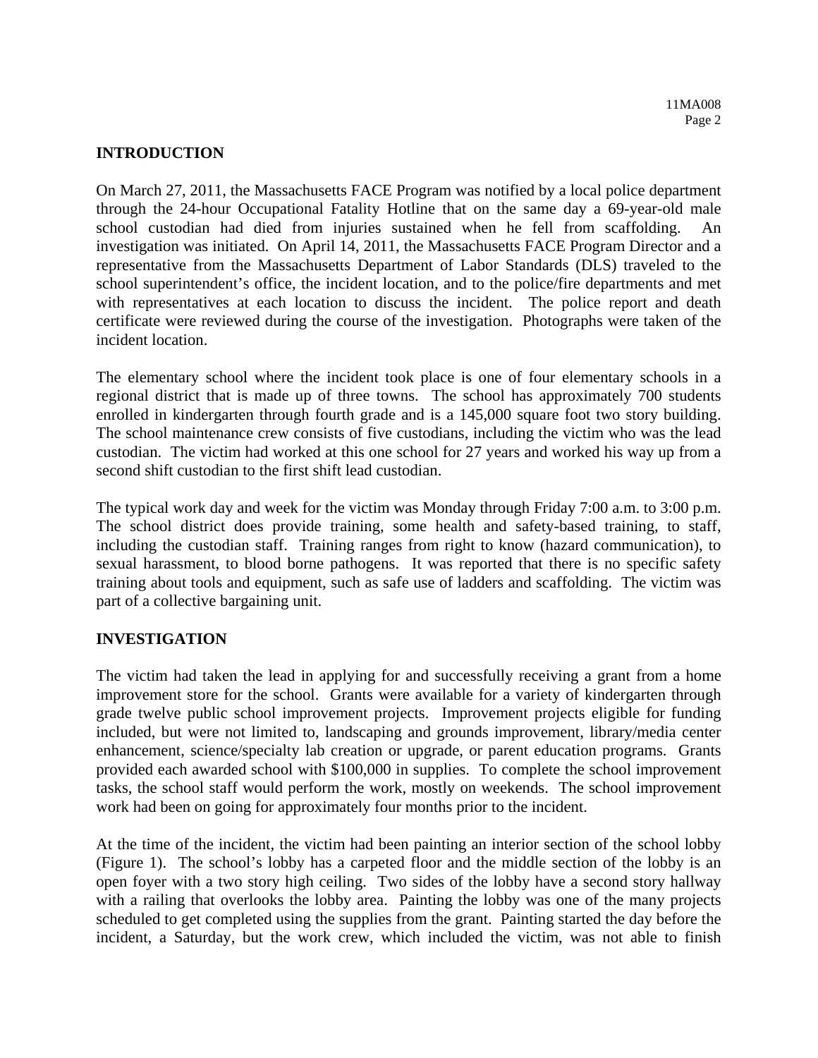## INTRODUCTION

On March 27, 2011, the Massachusetts FACE Program was notified by a local police department through the 24-hour Occupational Fatality Hotline that on the same day a 69-year-old male school custodian had died from injuries sustained when he fell from scaffolding. An investigation was initiated. On April 14, 2011, the Massachusetts FACE Program Director and a representative from the Massachusetts Department of Labor Standards (DLS) traveled to the school superintendent's office, the incident location, and to the police/fire departments and met with representatives at each location to discuss the incident. The police report and death certificate were reviewed during the course of the investigation. Photographs were taken of the incident location.

The elementary school where the incident took place is one of four elementary schools in a regional district that is made up of three towns. The school has approximately 700 students enrolled in kindergarten through fourth grade and is a 145,000 square foot two story building. The school maintenance crew consists of five custodians, including the victim who was the lead custodian. The victim had worked at this one school for 27 years and worked his way up from a second shift custodian to the first shift lead custodian.

The typical work day and week for the victim was Monday through Friday 7:00 a.m. to 3:00 p.m. The school district does provide training, some health and safety-based training, to staff, including the custodian staff. Training ranges from right to know (hazard communication), to sexual harassment, to blood borne pathogens. It was reported that there is no specific safety training about tools and equipment, such as safe use of ladders and scaffolding. The victim was part of a collective bargaining unit.

## INVESTIGATION

The victim had taken the lead in applying for and successfully receiving a grant from a home improvement store for the school. Grants were available for a variety of kindergarten through grade twelve public school improvement projects. Improvement projects eligible for funding included, but were not limited to, landscaping and grounds improvement, library/media center enhancement, science/specialty lab creation or upgrade, or parent education programs. Grants provided each awarded school with $100,000 in supplies. To complete the school improvement tasks, the school staff would perform the work, mostly on weekends. The school improvement work had been on going for approximately four months prior to the incident.

At the time of the incident, the victim had been painting an interior section of the school lobby (Figure 1). The school's lobby has a carpeted floor and the middle section of the lobby is an open foyer with a two story high ceiling. Two sides of the lobby have a second story hallway with a railing that overlooks the lobby area. Painting the lobby was one of the many projects scheduled to get completed using the supplies from the grant. Painting started the day before the incident, a Saturday, but the work crew, which included the victim, was not able to finish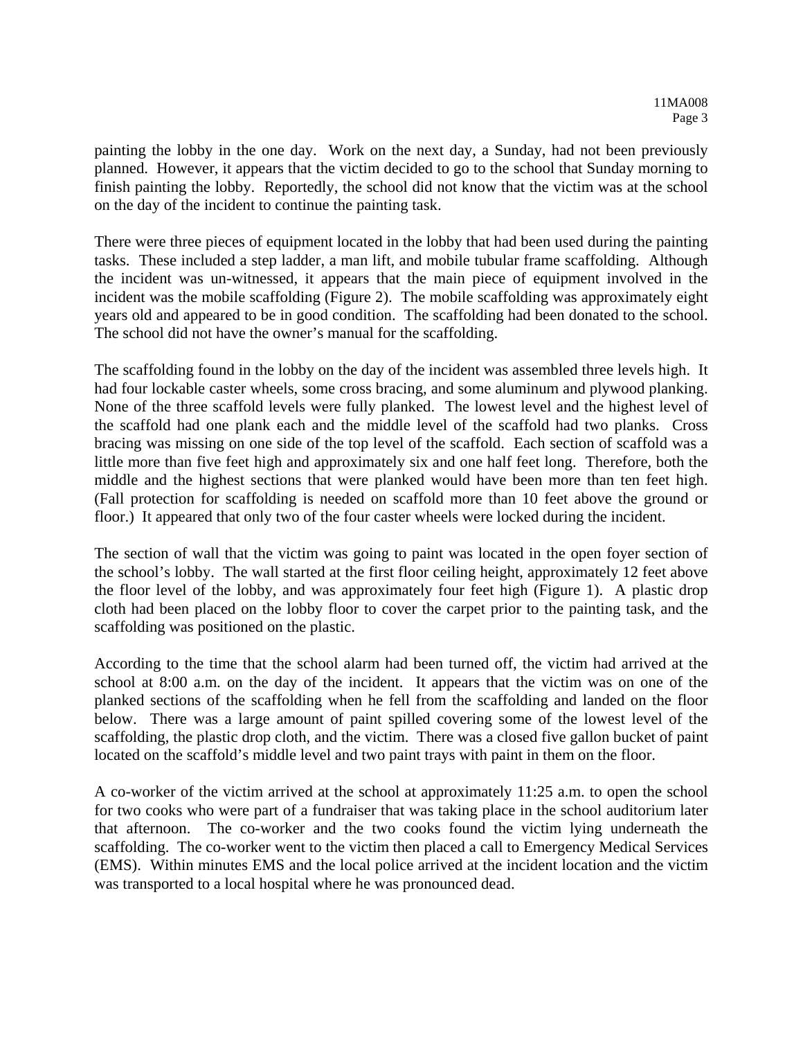painting the lobby in the one day. Work on the next day, a Sunday, had not been previously planned. However, it appears that the victim decided to go to the school that Sunday morning to finish painting the lobby. Reportedly, the school did not know that the victim was at the school on the day of the incident to continue the painting task.

There were three pieces of equipment located in the lobby that had been used during the painting tasks. These included a step ladder, a man lift, and mobile tubular frame scaffolding. Although the incident was un-witnessed, it appears that the main piece of equipment involved in the incident was the mobile scaffolding (Figure 2). The mobile scaffolding was approximately eight years old and appeared to be in good condition. The scaffolding had been donated to the school. The school did not have the owner's manual for the scaffolding.

The scaffolding found in the lobby on the day of the incident was assembled three levels high. It had four lockable caster wheels, some cross bracing, and some aluminum and plywood planking. None of the three scaffold levels were fully planked. The lowest level and the highest level of the scaffold had one plank each and the middle level of the scaffold had two planks. Cross bracing was missing on one side of the top level of the scaffold. Each section of scaffold was a little more than five feet high and approximately six and one half feet long. Therefore, both the middle and the highest sections that were planked would have been more than ten feet high. (Fall protection for scaffolding is needed on scaffold more than 10 feet above the ground or floor.) It appeared that only two of the four caster wheels were locked during the incident.

The section of wall that the victim was going to paint was located in the open foyer section of the school's lobby. The wall started at the first floor ceiling height, approximately 12 feet above the floor level of the lobby, and was approximately four feet high (Figure 1). A plastic drop cloth had been placed on the lobby floor to cover the carpet prior to the painting task, and the scaffolding was positioned on the plastic.

According to the time that the school alarm had been turned off, the victim had arrived at the school at 8:00 a.m. on the day of the incident. It appears that the victim was on one of the planked sections of the scaffolding when he fell from the scaffolding and landed on the floor below. There was a large amount of paint spilled covering some of the lowest level of the scaffolding, the plastic drop cloth, and the victim. There was a closed five gallon bucket of paint located on the scaffold's middle level and two paint trays with paint in them on the floor.

A co-worker of the victim arrived at the school at approximately 11:25 a.m. to open the school for two cooks who were part of a fundraiser that was taking place in the school auditorium later that afternoon. The co-worker and the two cooks found the victim lying underneath the scaffolding. The co-worker went to the victim then placed a call to Emergency Medical Services (EMS). Within minutes EMS and the local police arrived at the incident location and the victim was transported to a local hospital where he was pronounced dead.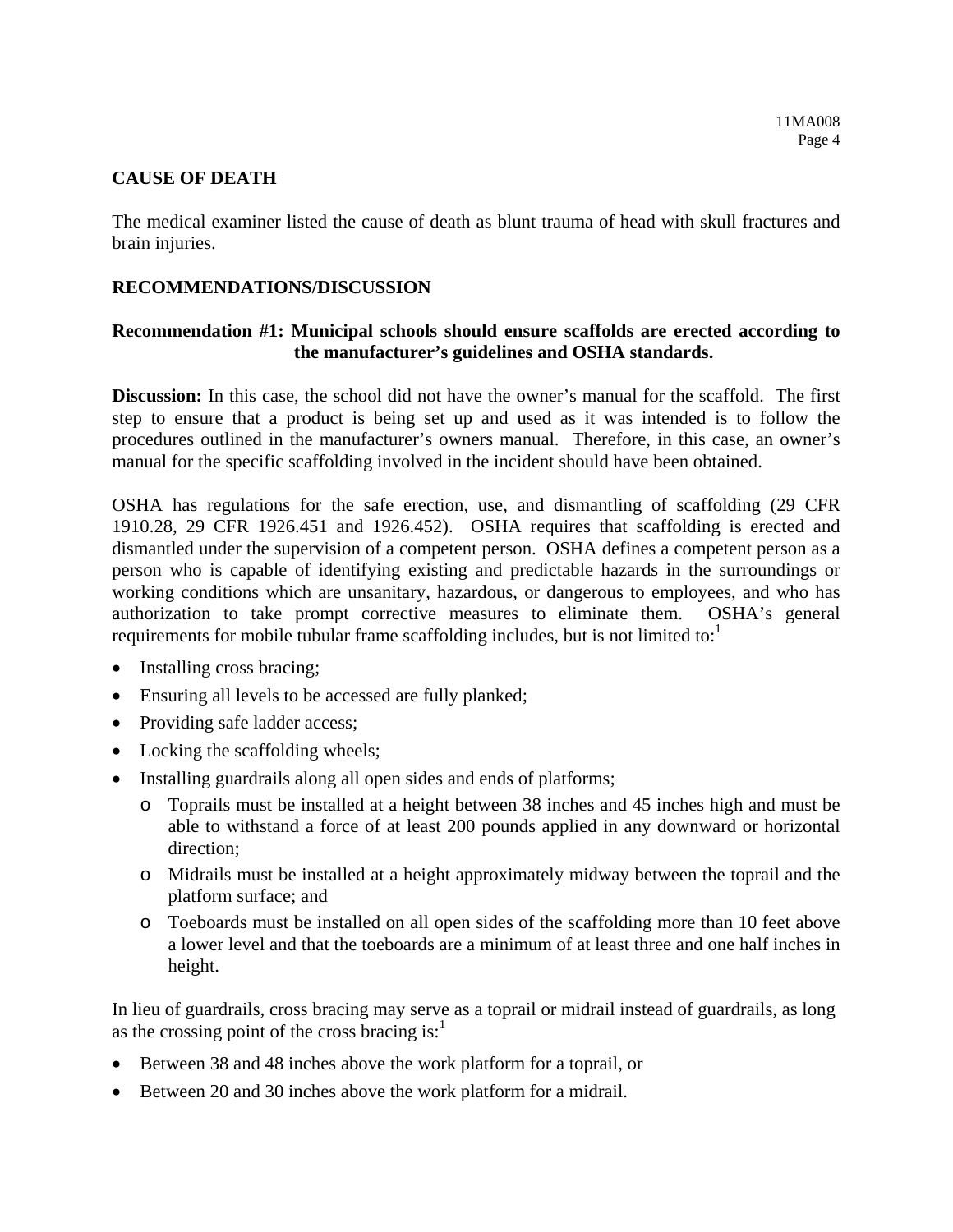## CAUSE OF DEATH

The medical examiner listed the cause of death as blunt trauma of head with skull fractures and brain injuries.

## RECOMMENDATIONS/DISCUSSION

**Recommendation #1: Municipal schools should ensure scaffolds are erected according to the manufacturer's guidelines and OSHA standards.**

**Discussion:** In this case, the school did not have the owner's manual for the scaffold. The first step to ensure that a product is being set up and used as it was intended is to follow the procedures outlined in the manufacturer's owners manual. Therefore, in this case, an owner's manual for the specific scaffolding involved in the incident should have been obtained.

OSHA has regulations for the safe erection, use, and dismantling of scaffolding (29 CFR 1910.28, 29 CFR 1926.451 and 1926.452). OSHA requires that scaffolding is erected and dismantled under the supervision of a competent person. OSHA defines a competent person as a person who is capable of identifying existing and predictable hazards in the surroundings or working conditions which are unsanitary, hazardous, or dangerous to employees, and who has authorization to take prompt corrective measures to eliminate them. OSHA's general requirements for mobile tubular frame scaffolding includes, but is not limited to:[1]

- Installing cross bracing;
- Ensuring all levels to be accessed are fully planked;
- Providing safe ladder access;
- Locking the scaffolding wheels;
- Installing guardrails along all open sides and ends of platforms;
  - Toprails must be installed at a height between 38 inches and 45 inches high and must be able to withstand a force of at least 200 pounds applied in any downward or horizontal direction;
  - Midrails must be installed at a height approximately midway between the toprail and the platform surface; and
  - Toeboards must be installed on all open sides of the scaffolding more than 10 feet above a lower level and that the toeboards are a minimum of at least three and one half inches in height.

In lieu of guardrails, cross bracing may serve as a toprail or midrail instead of guardrails, as long as the crossing point of the cross bracing is:[1]

- Between 38 and 48 inches above the work platform for a toprail, or
- Between 20 and 30 inches above the work platform for a midrail.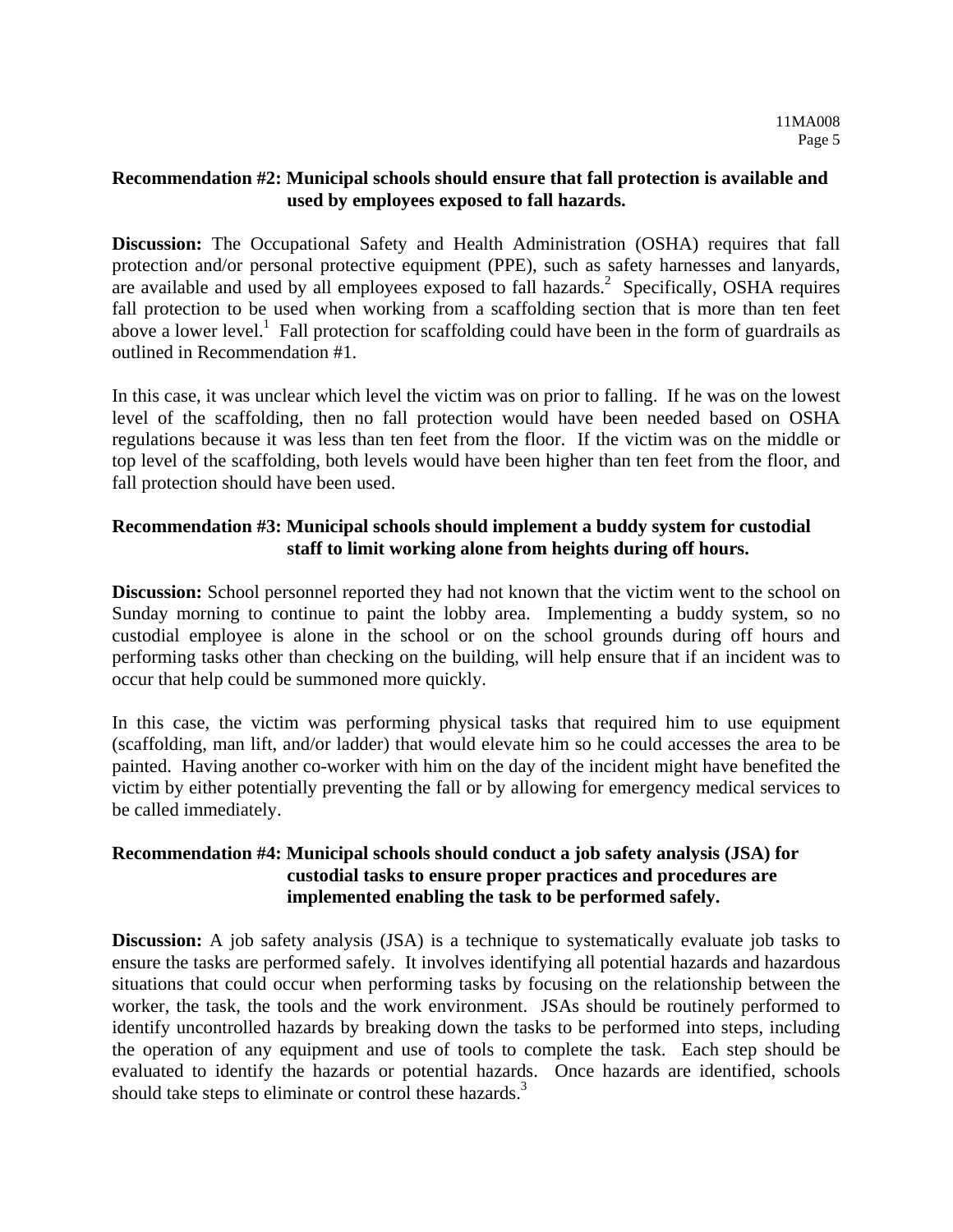**Recommendation #2: Municipal schools should ensure that fall protection is available and used by employees exposed to fall hazards.**

**Discussion:** The Occupational Safety and Health Administration (OSHA) requires that fall protection and/or personal protective equipment (PPE), such as safety harnesses and lanyards, are available and used by all employees exposed to fall hazards.[2] Specifically, OSHA requires fall protection to be used when working from a scaffolding section that is more than ten feet above a lower level.[1] Fall protection for scaffolding could have been in the form of guardrails as outlined in Recommendation #1.

In this case, it was unclear which level the victim was on prior to falling. If he was on the lowest level of the scaffolding, then no fall protection would have been needed based on OSHA regulations because it was less than ten feet from the floor. If the victim was on the middle or top level of the scaffolding, both levels would have been higher than ten feet from the floor, and fall protection should have been used.

**Recommendation #3: Municipal schools should implement a buddy system for custodial staff to limit working alone from heights during off hours.**

**Discussion:** School personnel reported they had not known that the victim went to the school on Sunday morning to continue to paint the lobby area. Implementing a buddy system, so no custodial employee is alone in the school or on the school grounds during off hours and performing tasks other than checking on the building, will help ensure that if an incident was to occur that help could be summoned more quickly.

In this case, the victim was performing physical tasks that required him to use equipment (scaffolding, man lift, and/or ladder) that would elevate him so he could accesses the area to be painted. Having another co-worker with him on the day of the incident might have benefited the victim by either potentially preventing the fall or by allowing for emergency medical services to be called immediately.

**Recommendation #4: Municipal schools should conduct a job safety analysis (JSA) for custodial tasks to ensure proper practices and procedures are implemented enabling the task to be performed safely.**

**Discussion:** A job safety analysis (JSA) is a technique to systematically evaluate job tasks to ensure the tasks are performed safely. It involves identifying all potential hazards and hazardous situations that could occur when performing tasks by focusing on the relationship between the worker, the task, the tools and the work environment. JSAs should be routinely performed to identify uncontrolled hazards by breaking down the tasks to be performed into steps, including the operation of any equipment and use of tools to complete the task. Each step should be evaluated to identify the hazards or potential hazards. Once hazards are identified, schools should take steps to eliminate or control these hazards.[3]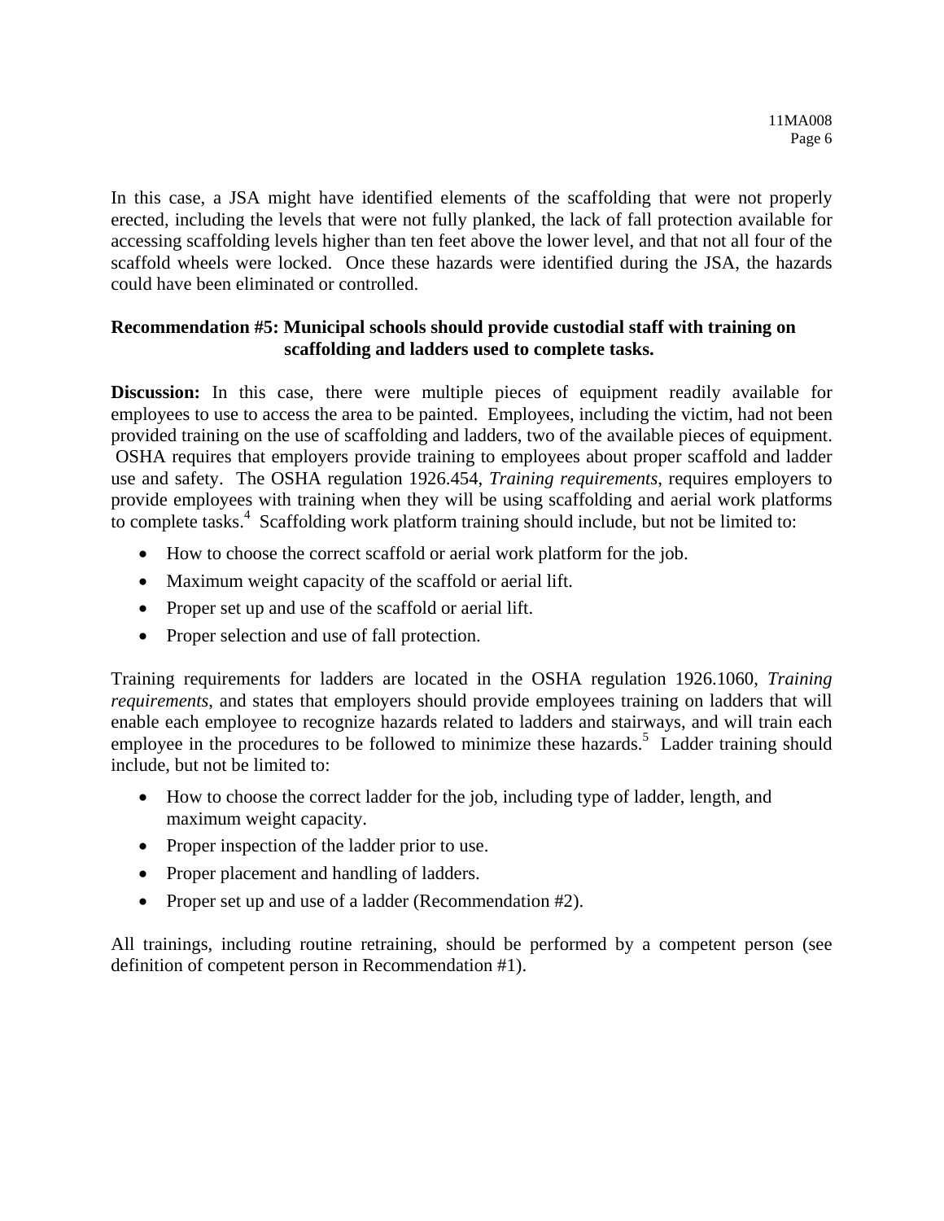In this case, a JSA might have identified elements of the scaffolding that were not properly erected, including the levels that were not fully planked, the lack of fall protection available for accessing scaffolding levels higher than ten feet above the lower level, and that not all four of the scaffold wheels were locked. Once these hazards were identified during the JSA, the hazards could have been eliminated or controlled.

**Recommendation #5: Municipal schools should provide custodial staff with training on scaffolding and ladders used to complete tasks.**

**Discussion:** In this case, there were multiple pieces of equipment readily available for employees to use to access the area to be painted. Employees, including the victim, had not been provided training on the use of scaffolding and ladders, two of the available pieces of equipment. OSHA requires that employers provide training to employees about proper scaffold and ladder use and safety. The OSHA regulation 1926.454, *Training requirements*, requires employers to provide employees with training when they will be using scaffolding and aerial work platforms to complete tasks.[4] Scaffolding work platform training should include, but not be limited to:

- How to choose the correct scaffold or aerial work platform for the job.
- Maximum weight capacity of the scaffold or aerial lift.
- Proper set up and use of the scaffold or aerial lift.
- Proper selection and use of fall protection.

Training requirements for ladders are located in the OSHA regulation 1926.1060, *Training requirements*, and states that employers should provide employees training on ladders that will enable each employee to recognize hazards related to ladders and stairways, and will train each employee in the procedures to be followed to minimize these hazards.[5] Ladder training should include, but not be limited to:

- How to choose the correct ladder for the job, including type of ladder, length, and maximum weight capacity.
- Proper inspection of the ladder prior to use.
- Proper placement and handling of ladders.
- Proper set up and use of a ladder (Recommendation #2).

All trainings, including routine retraining, should be performed by a competent person (see definition of competent person in Recommendation #1).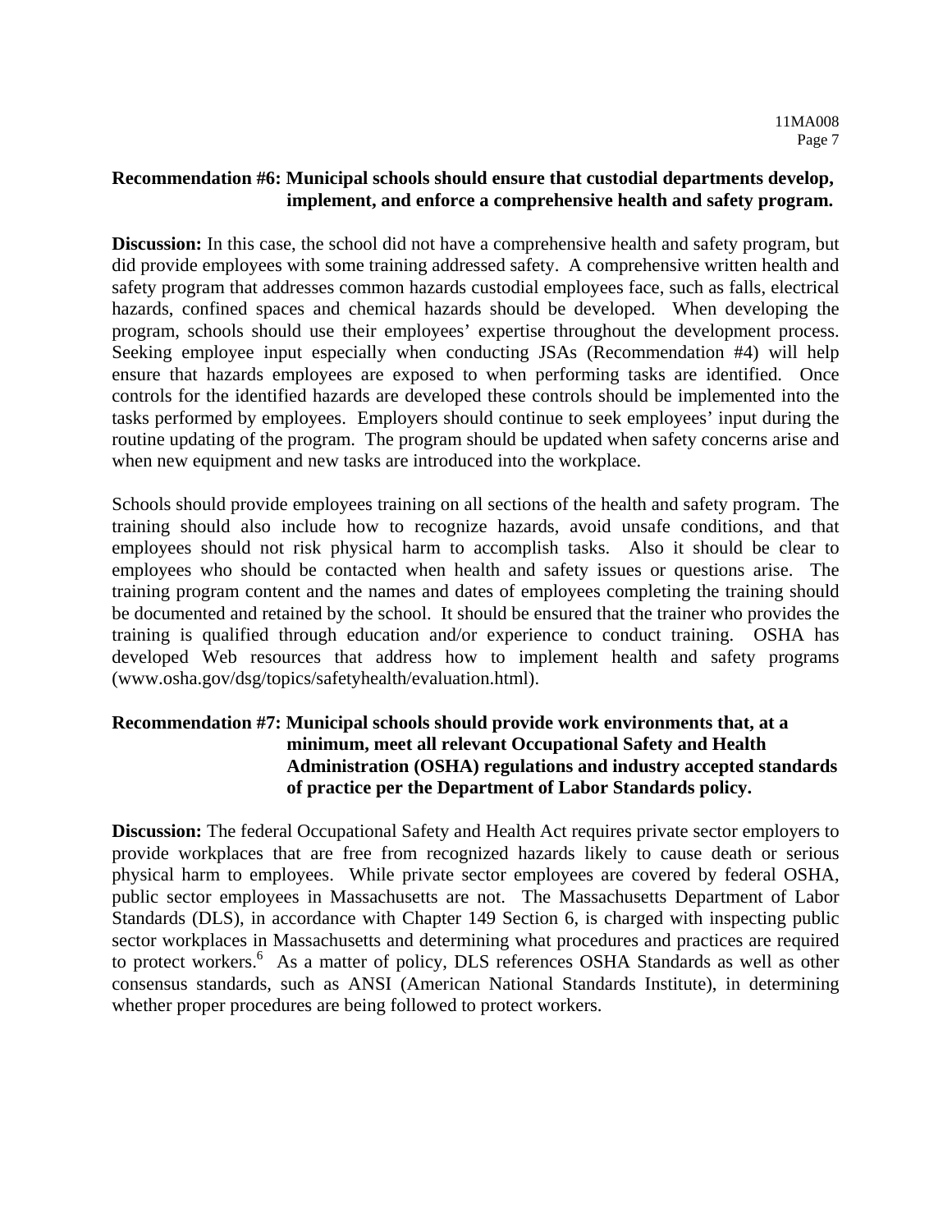**Recommendation #6: Municipal schools should ensure that custodial departments develop, implement, and enforce a comprehensive health and safety program.**

**Discussion:** In this case, the school did not have a comprehensive health and safety program, but did provide employees with some training addressed safety. A comprehensive written health and safety program that addresses common hazards custodial employees face, such as falls, electrical hazards, confined spaces and chemical hazards should be developed. When developing the program, schools should use their employees' expertise throughout the development process. Seeking employee input especially when conducting JSAs (Recommendation #4) will help ensure that hazards employees are exposed to when performing tasks are identified. Once controls for the identified hazards are developed these controls should be implemented into the tasks performed by employees. Employers should continue to seek employees' input during the routine updating of the program. The program should be updated when safety concerns arise and when new equipment and new tasks are introduced into the workplace.

Schools should provide employees training on all sections of the health and safety program. The training should also include how to recognize hazards, avoid unsafe conditions, and that employees should not risk physical harm to accomplish tasks. Also it should be clear to employees who should be contacted when health and safety issues or questions arise. The training program content and the names and dates of employees completing the training should be documented and retained by the school. It should be ensured that the trainer who provides the training is qualified through education and/or experience to conduct training. OSHA has developed Web resources that address how to implement health and safety programs (www.osha.gov/dsg/topics/safetyhealth/evaluation.html).

**Recommendation #7: Municipal schools should provide work environments that, at a minimum, meet all relevant Occupational Safety and Health Administration (OSHA) regulations and industry accepted standards of practice per the Department of Labor Standards policy.**

**Discussion:** The federal Occupational Safety and Health Act requires private sector employers to provide workplaces that are free from recognized hazards likely to cause death or serious physical harm to employees. While private sector employees are covered by federal OSHA, public sector employees in Massachusetts are not. The Massachusetts Department of Labor Standards (DLS), in accordance with Chapter 149 Section 6, is charged with inspecting public sector workplaces in Massachusetts and determining what procedures and practices are required to protect workers.[6] As a matter of policy, DLS references OSHA Standards as well as other consensus standards, such as ANSI (American National Standards Institute), in determining whether proper procedures are being followed to protect workers.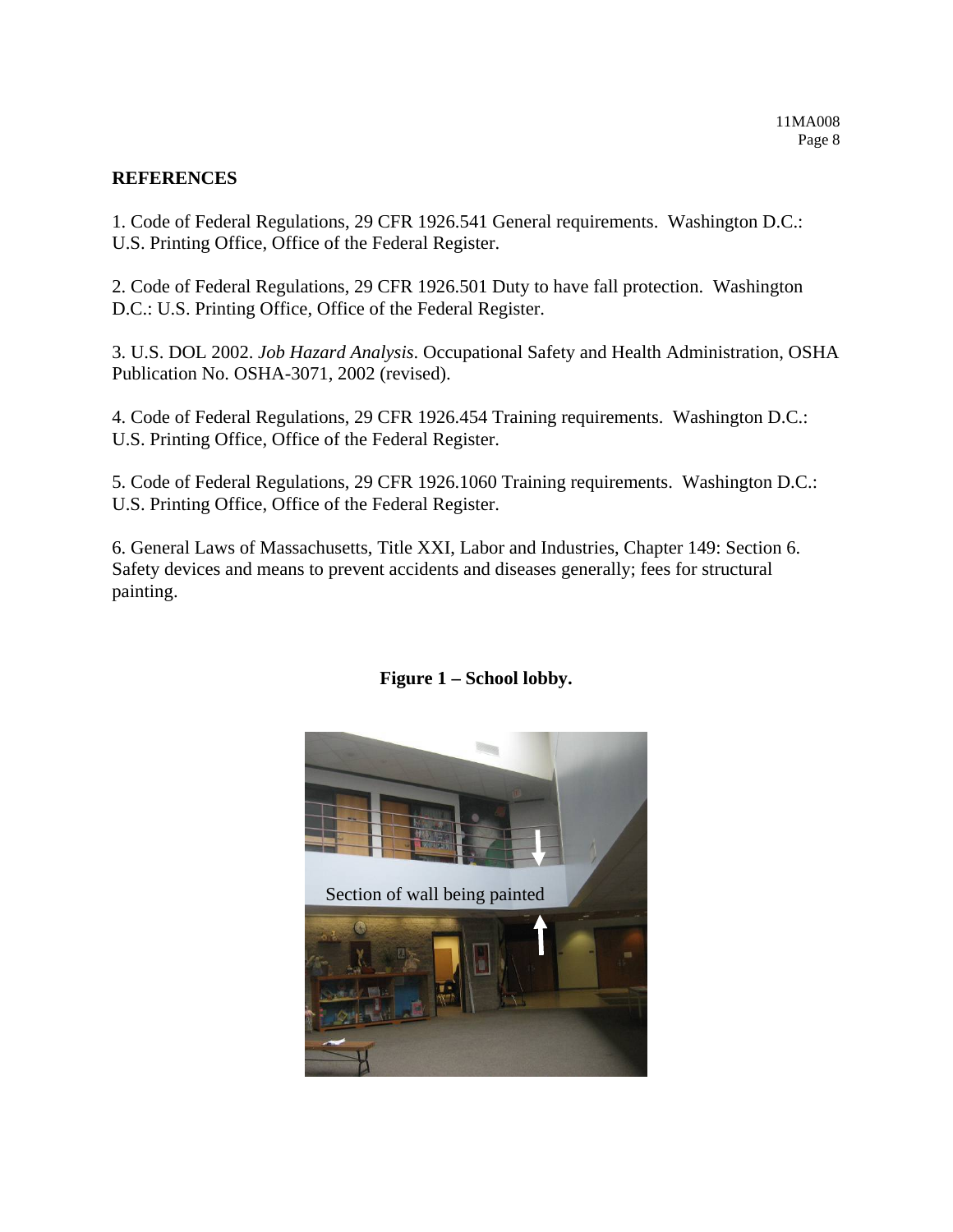## REFERENCES

1. Code of Federal Regulations, 29 CFR 1926.541 General requirements. Washington D.C.: U.S. Printing Office, Office of the Federal Register.

2. Code of Federal Regulations, 29 CFR 1926.501 Duty to have fall protection. Washington D.C.: U.S. Printing Office, Office of the Federal Register.

3. U.S. DOL 2002. *Job Hazard Analysis*. Occupational Safety and Health Administration, OSHA Publication No. OSHA-3071, 2002 (revised).

4. Code of Federal Regulations, 29 CFR 1926.454 Training requirements. Washington D.C.: U.S. Printing Office, Office of the Federal Register.

5. Code of Federal Regulations, 29 CFR 1926.1060 Training requirements. Washington D.C.: U.S. Printing Office, Office of the Federal Register.

6. General Laws of Massachusetts, Title XXI, Labor and Industries, Chapter 149: Section 6. Safety devices and means to prevent accidents and diseases generally; fees for structural painting.

**Figure 1 – School lobby.**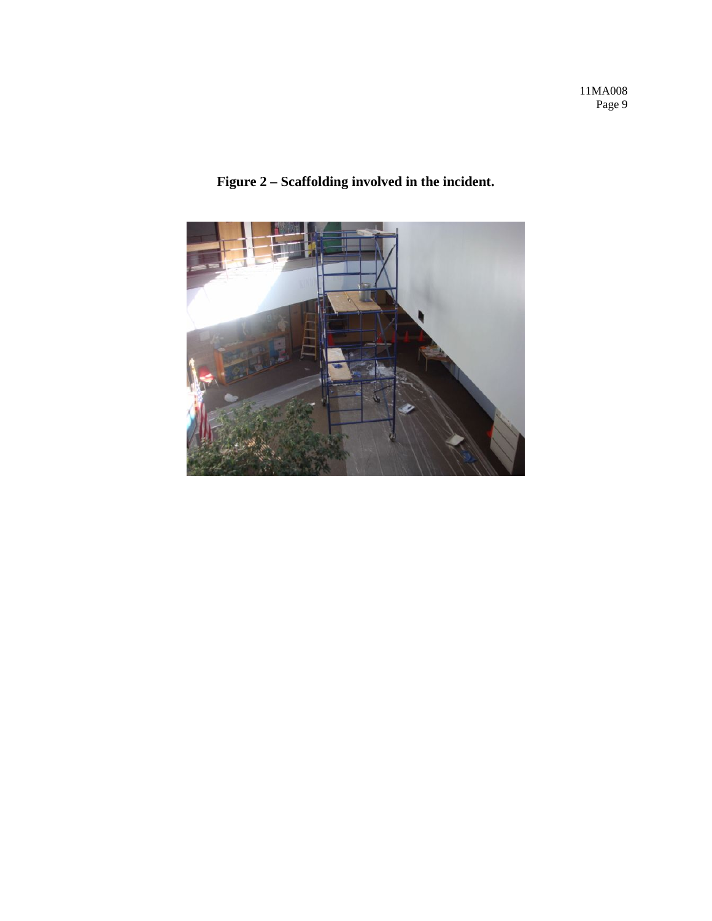**Figure 2 – Scaffolding involved in the incident.**